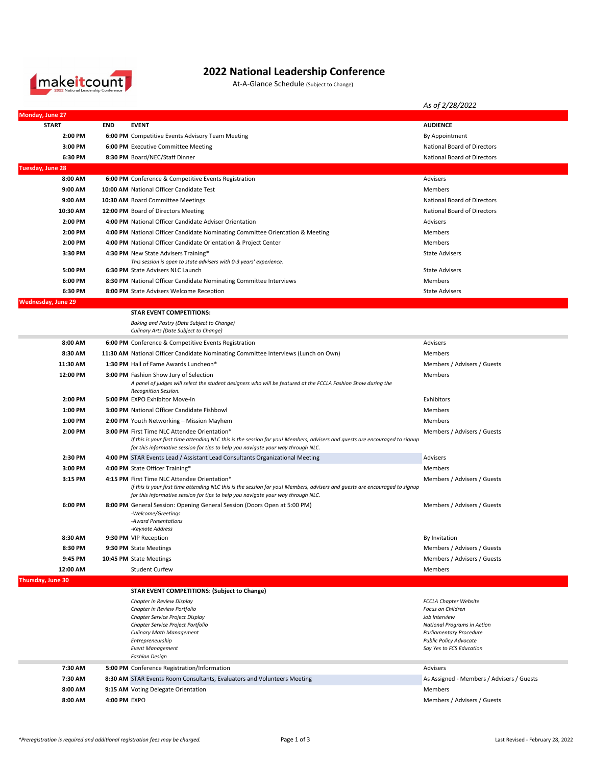# 2022 National Leadership Conference

At-A-Glance Schedule (Subject to Change)

*As of 2/28/2022*

## Monday, June 27

| START | END | EVENT | AUDIENCE |
|---|---|---|---|
| 2:00 PM | 6:00 PM | Competitive Events Advisory Team Meeting | By Appointment |
| 3:00 PM | 6:00 PM | Executive Committee Meeting | National Board of Directors |
| 6:30 PM | 8:30 PM | Board/NEC/Staff Dinner | National Board of Directors |

## Tuesday, June 28

| START | END | EVENT | AUDIENCE |
|---|---|---|---|
| 8:00 AM | 6:00 PM | Conference & Competitive Events Registration | Advisers |
| 9:00 AM | 10:00 AM | National Officer Candidate Test | Members |
| 9:00 AM | 10:30 AM | Board Committee Meetings | National Board of Directors |
| 10:30 AM | 12:00 PM | Board of Directors Meeting | National Board of Directors |
| 2:00 PM | 4:00 PM | National Officer Candidate Adviser Orientation | Advisers |
| 2:00 PM | 4:00 PM | National Officer Candidate Nominating Committee Orientation & Meeting | Members |
| 2:00 PM | 4:00 PM | National Officer Candidate Orientation & Project Center | Members |
| 3:30 PM | 4:30 PM | New State Advisers Training*<br>*This session is open to state advisers with 0-3 years' experience.* | State Advisers |
| 5:00 PM | 6:30 PM | State Advisers NLC Launch | State Advisers |
| 6:00 PM | 8:30 PM | National Officer Candidate Nominating Committee Interviews | Members |
| 6:30 PM | 8:00 PM | State Advisers Welcome Reception | State Advisers |

## Wednesday, June 29

**STAR EVENT COMPETITIONS:**

*Baking and Pastry (Date Subject to Change)*
*Culinary Arts (Date Subject to Change)*

| START | END | EVENT | AUDIENCE |
|---|---|---|---|
| 8:00 AM | 6:00 PM | Conference & Competitive Events Registration | Advisers |
| 8:30 AM | 11:30 AM | National Officer Candidate Nominating Committee Interviews (Lunch on Own) | Members |
| 11:30 AM | 1:30 PM | Hall of Fame Awards Luncheon* | Members / Advisers / Guests |
| 12:00 PM | 3:00 PM | Fashion Show Jury of Selection<br>*A panel of judges will select the student designers who will be featured at the FCCLA Fashion Show during the Recognition Session.* | Members |
| 2:00 PM | 5:00 PM | EXPO Exhibitor Move-In | Exhibitors |
| 1:00 PM | 3:00 PM | National Officer Candidate Fishbowl | Members |
| 1:00 PM | 2:00 PM | Youth Networking – Mission Mayhem | Members |
| 2:00 PM | 3:00 PM | First Time NLC Attendee Orientation*<br>*If this is your first time attending NLC this is the session for you! Members, advisers and guests are encouraged to signup for this informative session for tips to help you navigate your way through NLC.* | Members / Advisers / Guests |
| 2:30 PM | 4:00 PM | STAR Events Lead / Assistant Lead Consultants Organizational Meeting | Advisers |
| 3:00 PM | 4:00 PM | State Officer Training* | Members |
| 3:15 PM | 4:15 PM | First Time NLC Attendee Orientation*<br>*If this is your first time attending NLC this is the session for you! Members, advisers and guests are encouraged to signup for this informative session for tips to help you navigate your way through NLC.* | Members / Advisers / Guests |
| 6:00 PM | 8:00 PM | General Session: Opening General Session (Doors Open at 5:00 PM)<br>*-Welcome/Greetings*<br>*-Award Presentations*<br>*-Keynote Address* | Members / Advisers / Guests |
| 8:30 AM | 9:30 PM | VIP Reception | By Invitation |
| 8:30 PM | 9:30 PM | State Meetings | Members / Advisers / Guests |
| 9:45 PM | 10:45 PM | State Meetings | Members / Advisers / Guests |
| 12:00 AM | | Student Curfew | Members |

## Thursday, June 30

**STAR EVENT COMPETITIONS: (Subject to Change)**

*Chapter in Review Display*
*Chapter in Review Portfolio*
*Chapter Service Project Display*
*Chapter Service Project Portfolio*
*Culinary Math Management*
*Entrepreneurship*
*Event Management*
*Fashion Design*
*FCCLA Chapter Website*
*Focus on Children*
*Job Interview*
*National Programs in Action*
*Parliamentary Procedure*
*Public Policy Advocate*
*Say Yes to FCS Education*

| START | END | EVENT | AUDIENCE |
|---|---|---|---|
| 7:30 AM | 5:00 PM | Conference Registration/Information | Advisers |
| 7:30 AM | 8:30 AM | STAR Events Room Consultants, Evaluators and Volunteers Meeting | As Assigned - Members / Advisers / Guests |
| 8:00 AM | 9:15 AM | Voting Delegate Orientation | Members |
| 8:00 AM | 4:00 PM | EXPO | Members / Advisers / Guests |

*Preregistration is required and additional registration fees may be charged.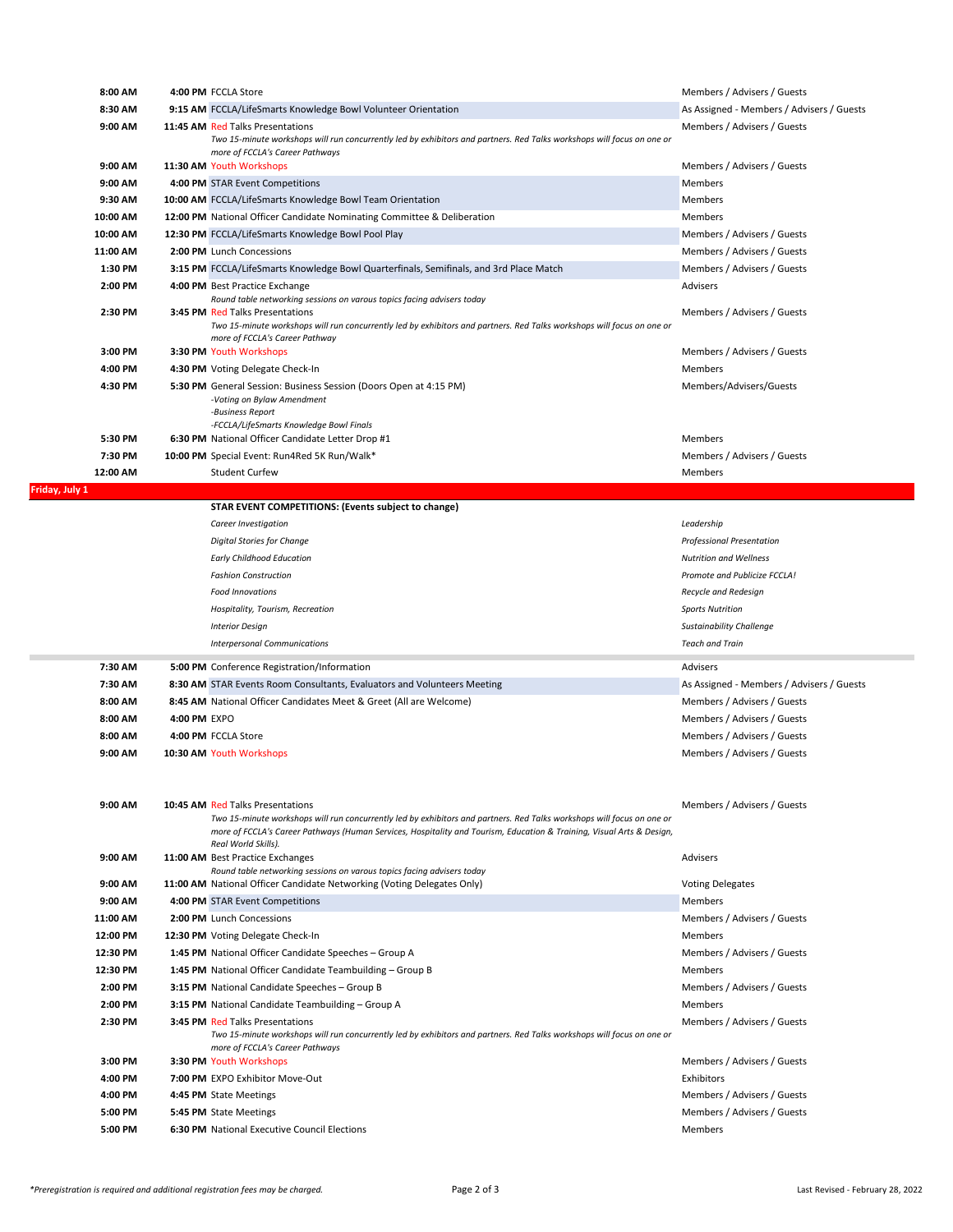| Start | End | Event | Audience |
|---|---|---|---|
| 8:00 AM | 4:00 PM | FCCLA Store | Members / Advisers / Guests |
| 8:30 AM | 9:15 AM | FCCLA/LifeSmarts Knowledge Bowl Volunteer Orientation | As Assigned - Members / Advisers / Guests |
| 9:00 AM | 11:45 AM | Red Talks Presentations<br>*Two 15-minute workshops will run concurrently led by exhibitors and partners. Red Talks workshops will focus on one or more of FCCLA's Career Pathways* | Members / Advisers / Guests |
| 9:00 AM | 11:30 AM | Youth Workshops | Members / Advisers / Guests |
| 9:00 AM | 4:00 PM | STAR Event Competitions | Members |
| 9:30 AM | 10:00 AM | FCCLA/LifeSmarts Knowledge Bowl Team Orientation | Members |
| 10:00 AM | 12:00 PM | National Officer Candidate Nominating Committee & Deliberation | Members |
| 10:00 AM | 12:30 PM | FCCLA/LifeSmarts Knowledge Bowl Pool Play | Members / Advisers / Guests |
| 11:00 AM | 2:00 PM | Lunch Concessions | Members / Advisers / Guests |
| 1:30 PM | 3:15 PM | FCCLA/LifeSmarts Knowledge Bowl Quarterfinals, Semifinals, and 3rd Place Match | Members / Advisers / Guests |
| 2:00 PM | 4:00 PM | Best Practice Exchange<br>*Round table networking sessions on varous topics facing advisers today* | Advisers |
| 2:30 PM | 3:45 PM | Red Talks Presentations<br>*Two 15-minute workshops will run concurrently led by exhibitors and partners. Red Talks workshops will focus on one or more of FCCLA's Career Pathway* | Members / Advisers / Guests |
| 3:00 PM | 3:30 PM | Youth Workshops | Members / Advisers / Guests |
| 4:00 PM | 4:30 PM | Voting Delegate Check-In | Members |
| 4:30 PM | 5:30 PM | General Session: Business Session (Doors Open at 4:15 PM)<br>*-Voting on Bylaw Amendment*<br>*-Business Report*<br>*-FCCLA/LifeSmarts Knowledge Bowl Finals* | Members/Advisers/Guests |
| 5:30 PM | 6:30 PM | National Officer Candidate Letter Drop #1 | Members |
| 7:30 PM | 10:00 PM | Special Event: Run4Red 5K Run/Walk* | Members / Advisers / Guests |
| 12:00 AM | | Student Curfew | Members |

## Friday, July 1

**STAR EVENT COMPETITIONS: (Events subject to change)**

| | |
|---|---|
| *Career Investigation* | *Leadership* |
| *Digital Stories for Change* | *Professional Presentation* |
| *Early Childhood Education* | *Nutrition and Wellness* |
| *Fashion Construction* | *Promote and Publicize FCCLA!* |
| *Food Innovations* | *Recycle and Redesign* |
| *Hospitality, Tourism, Recreation* | *Sports Nutrition* |
| *Interior Design* | *Sustainability Challenge* |
| *Interpersonal Communications* | *Teach and Train* |

| Start | End | Event | Audience |
|---|---|---|---|
| 7:30 AM | 5:00 PM | Conference Registration/Information | Advisers |
| 7:30 AM | 8:30 AM | STAR Events Room Consultants, Evaluators and Volunteers Meeting | As Assigned - Members / Advisers / Guests |
| 8:00 AM | 8:45 AM | National Officer Candidates Meet & Greet (All are Welcome) | Members / Advisers / Guests |
| 8:00 AM | 4:00 PM | EXPO | Members / Advisers / Guests |
| 8:00 AM | 4:00 PM | FCCLA Store | Members / Advisers / Guests |
| 9:00 AM | 10:30 AM | Youth Workshops | Members / Advisers / Guests |
| 9:00 AM | 10:45 AM | Red Talks Presentations<br>*Two 15-minute workshops will run concurrently led by exhibitors and partners. Red Talks workshops will focus on one or more of FCCLA's Career Pathways (Human Services, Hospitality and Tourism, Education & Training, Visual Arts & Design, Real World Skills).* | Members / Advisers / Guests |
| 9:00 AM | 11:00 AM | Best Practice Exchanges<br>*Round table networking sessions on varous topics facing advisers today* | Advisers |
| 9:00 AM | 11:00 AM | National Officer Candidate Networking (Voting Delegates Only) | Voting Delegates |
| 9:00 AM | 4:00 PM | STAR Event Competitions | Members |
| 11:00 AM | 2:00 PM | Lunch Concessions | Members / Advisers / Guests |
| 12:00 PM | 12:30 PM | Voting Delegate Check-In | Members |
| 12:30 PM | 1:45 PM | National Officer Candidate Speeches – Group A | Members / Advisers / Guests |
| 12:30 PM | 1:45 PM | National Officer Candidate Teambuilding – Group B | Members |
| 2:00 PM | 3:15 PM | National Candidate Speeches – Group B | Members / Advisers / Guests |
| 2:00 PM | 3:15 PM | National Candidate Teambuilding – Group A | Members |
| 2:30 PM | 3:45 PM | Red Talks Presentations<br>*Two 15-minute workshops will run concurrently led by exhibitors and partners. Red Talks workshops will focus on one or more of FCCLA's Career Pathways* | Members / Advisers / Guests |
| 3:00 PM | 3:30 PM | Youth Workshops | Members / Advisers / Guests |
| 4:00 PM | 7:00 PM | EXPO Exhibitor Move-Out | Exhibitors |
| 4:00 PM | 4:45 PM | State Meetings | Members / Advisers / Guests |
| 5:00 PM | 5:45 PM | State Meetings | Members / Advisers / Guests |
| 5:00 PM | 6:30 PM | National Executive Council Elections | Members |

*\*Preregistration is required and additional registration fees may be charged.*

Last Revised - February 28, 2022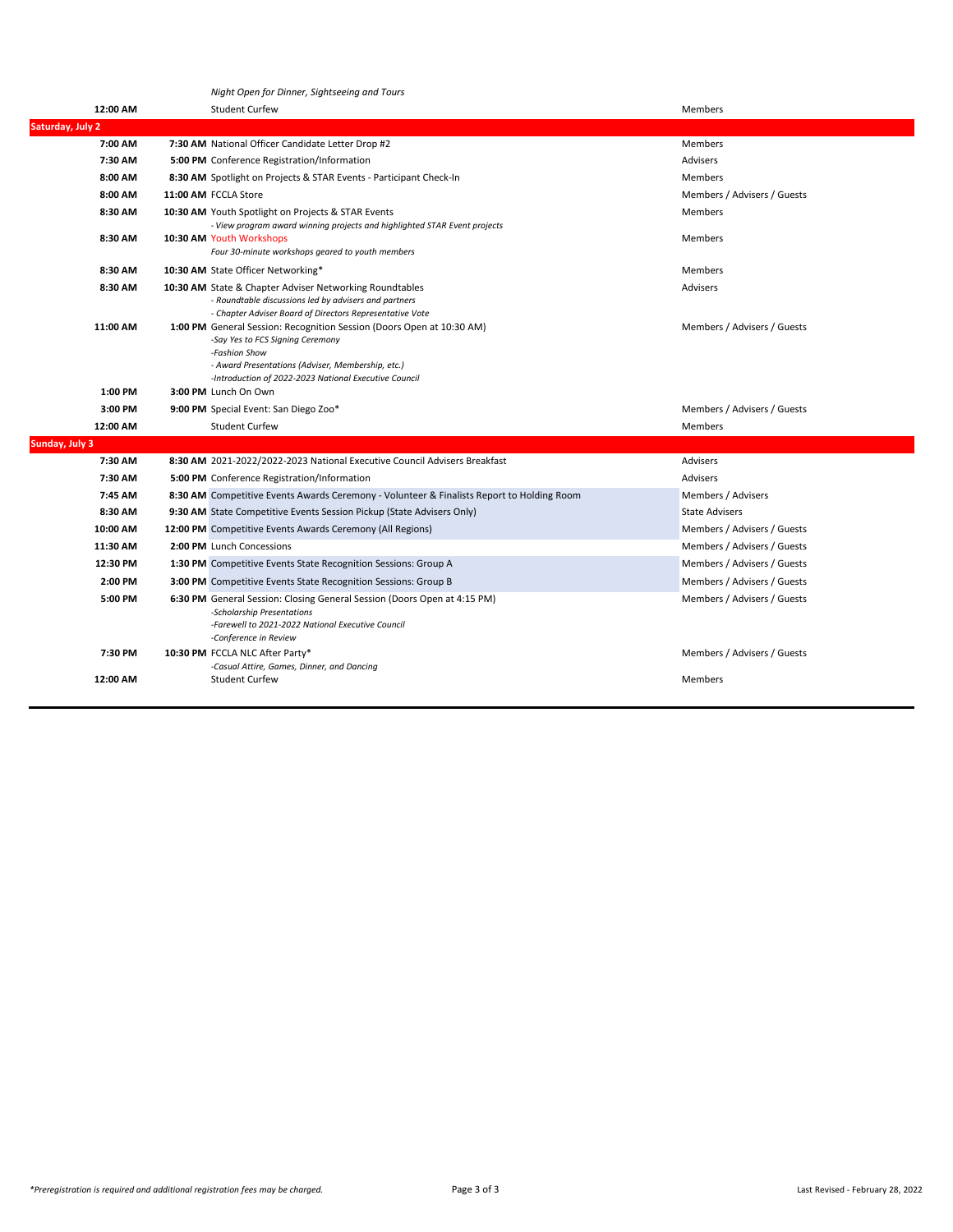| | | | |
|---|---|---|---|
| | | *Night Open for Dinner, Sightseeing and Tours* | |
| 12:00 AM | | Student Curfew | Members |
| **Saturday, July 2** | | | |
| 7:00 AM | 7:30 AM | National Officer Candidate Letter Drop #2 | Members |
| 7:30 AM | 5:00 PM | Conference Registration/Information | Advisers |
| 8:00 AM | 8:30 AM | Spotlight on Projects & STAR Events - Participant Check-In | Members |
| 8:00 AM | 11:00 AM | FCCLA Store | Members / Advisers / Guests |
| 8:30 AM | 10:30 AM | Youth Spotlight on Projects & STAR Events<br>*- View program award winning projects and highlighted STAR Event projects* | Members |
| 8:30 AM | 10:30 AM | Youth Workshops<br>*Four 30-minute workshops geared to youth members* | Members |
| 8:30 AM | 10:30 AM | State Officer Networking* | Members |
| 8:30 AM | 10:30 AM | State & Chapter Adviser Networking Roundtables<br>*- Roundtable discussions led by advisers and partners*<br>*- Chapter Adviser Board of Directors Representative Vote* | Advisers |
| 11:00 AM | 1:00 PM | General Session: Recognition Session (Doors Open at 10:30 AM)<br>*-Say Yes to FCS Signing Ceremony*<br>*-Fashion Show*<br>*- Award Presentations (Adviser, Membership, etc.)*<br>*-Introduction of 2022-2023 National Executive Council* | Members / Advisers / Guests |
| 1:00 PM | 3:00 PM | Lunch On Own | |
| 3:00 PM | 9:00 PM | Special Event: San Diego Zoo* | Members / Advisers / Guests |
| 12:00 AM | | Student Curfew | Members |
| **Sunday, July 3** | | | |
| 7:30 AM | 8:30 AM | 2021-2022/2022-2023 National Executive Council Advisers Breakfast | Advisers |
| 7:30 AM | 5:00 PM | Conference Registration/Information | Advisers |
| 7:45 AM | 8:30 AM | Competitive Events Awards Ceremony - Volunteer & Finalists Report to Holding Room | Members / Advisers |
| 8:30 AM | 9:30 AM | State Competitive Events Session Pickup (State Advisers Only) | State Advisers |
| 10:00 AM | 12:00 PM | Competitive Events Awards Ceremony (All Regions) | Members / Advisers / Guests |
| 11:30 AM | 2:00 PM | Lunch Concessions | Members / Advisers / Guests |
| 12:30 PM | 1:30 PM | Competitive Events State Recognition Sessions: Group A | Members / Advisers / Guests |
| 2:00 PM | 3:00 PM | Competitive Events State Recognition Sessions: Group B | Members / Advisers / Guests |
| 5:00 PM | 6:30 PM | General Session: Closing General Session (Doors Open at 4:15 PM)<br>*-Scholarship Presentations*<br>*-Farewell to 2021-2022 National Executive Council*<br>*-Conference in Review* | Members / Advisers / Guests |
| 7:30 PM | 10:30 PM | FCCLA NLC After Party*<br>*-Casual Attire, Games, Dinner, and Dancing* | Members / Advisers / Guests |
| 12:00 AM | | Student Curfew | Members |

*\*Preregistration is required and additional registration fees may be charged.*

Last Revised - February 28, 2022